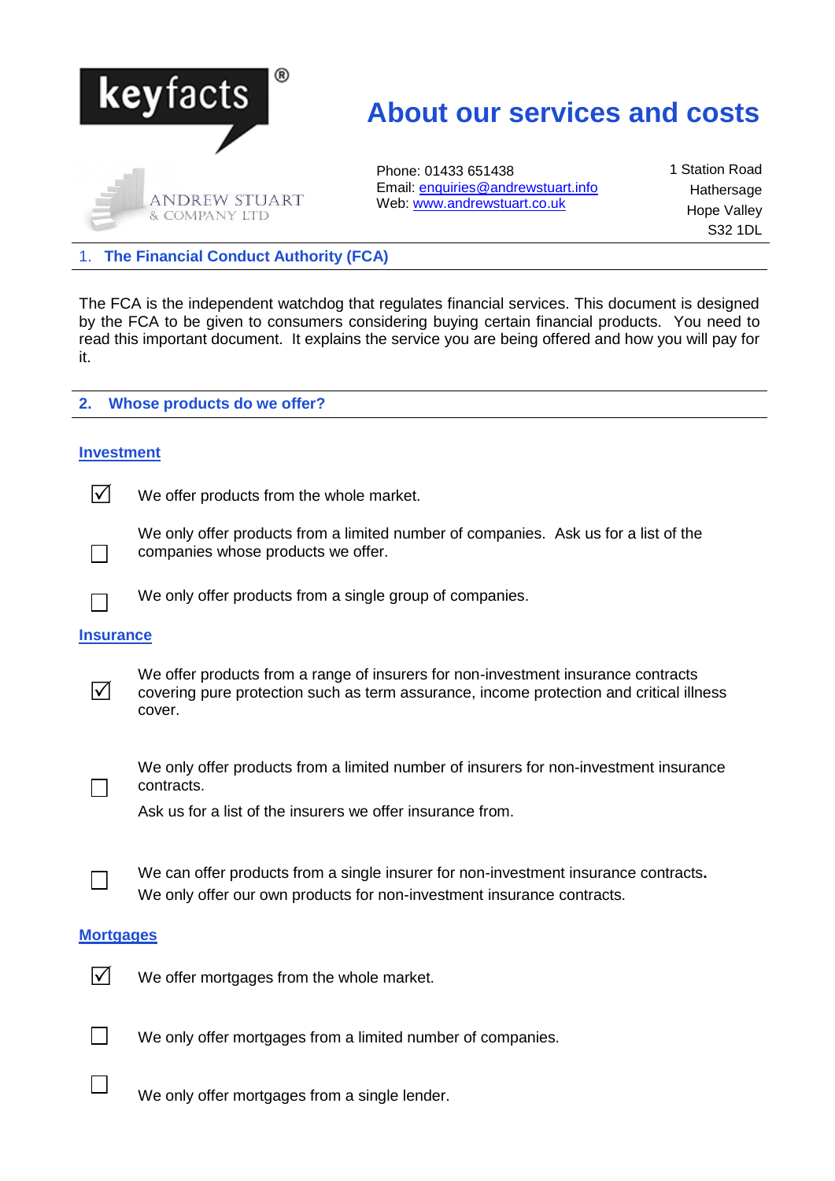keyfacts®

# About our services and costs

ANDREW STUART
& COMPANY LTD

Phone: 01433 651438
Email: enquiries@andrewstuart.info
Web: www.andrewstuart.co.uk

1 Station Road
Hathersage
Hope Valley
S32 1DL

## 1. The Financial Conduct Authority (FCA)

The FCA is the independent watchdog that regulates financial services. This document is designed by the FCA to be given to consumers considering buying certain financial products. You need to read this important document. It explains the service you are being offered and how you will pay for it.

## 2. Whose products do we offer?

### Investment

- ☑ We offer products from the whole market.
- ☐ We only offer products from a limited number of companies. Ask us for a list of the companies whose products we offer.
- ☐ We only offer products from a single group of companies.

### Insurance

- ☑ We offer products from a range of insurers for non-investment insurance contracts covering pure protection such as term assurance, income protection and critical illness cover.
- ☐ We only offer products from a limited number of insurers for non-investment insurance contracts.

  Ask us for a list of the insurers we offer insurance from.
- ☐ We can offer products from a single insurer for non-investment insurance contracts. We only offer our own products for non-investment insurance contracts.

### Mortgages

- ☑ We offer mortgages from the whole market.
- ☐ We only offer mortgages from a limited number of companies.
- ☐ We only offer mortgages from a single lender.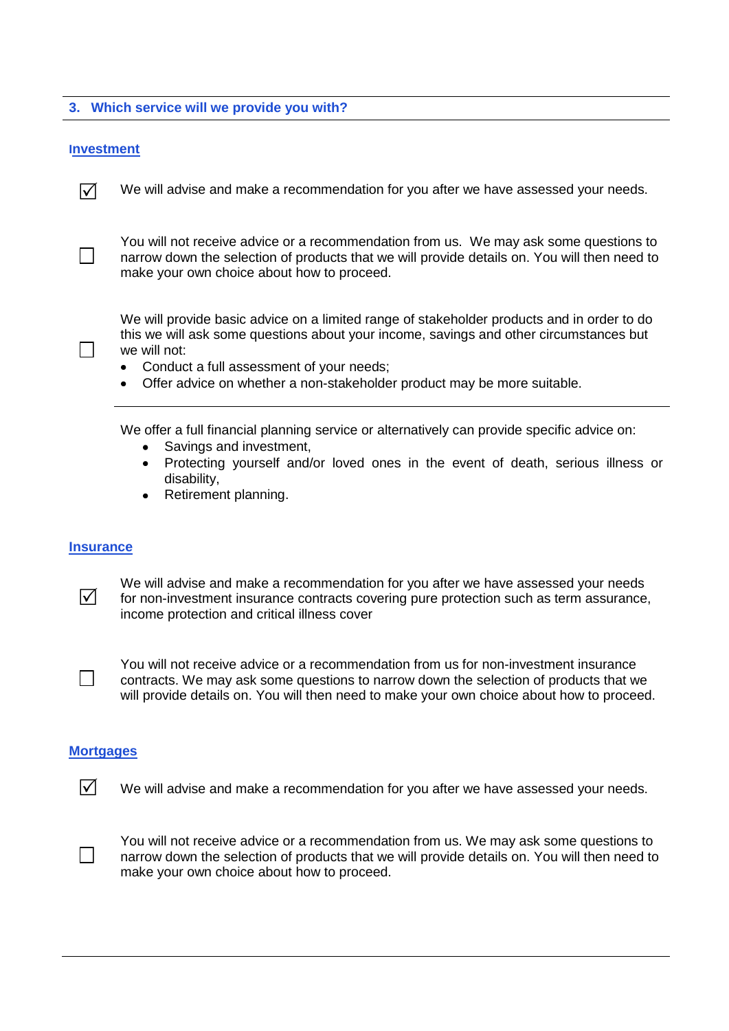## 3. Which service will we provide you with?

### Investment

☑ We will advise and make a recommendation for you after we have assessed your needs.

☐ You will not receive advice or a recommendation from us. We may ask some questions to narrow down the selection of products that we will provide details on. You will then need to make your own choice about how to proceed.

☐ We will provide basic advice on a limited range of stakeholder products and in order to do this we will ask some questions about your income, savings and other circumstances but we will not:

- Conduct a full assessment of your needs;
- Offer advice on whether a non-stakeholder product may be more suitable.

---

We offer a full financial planning service or alternatively can provide specific advice on:

- Savings and investment,
- Protecting yourself and/or loved ones in the event of death, serious illness or disability,
- Retirement planning.

### Insurance

☑ We will advise and make a recommendation for you after we have assessed your needs for non-investment insurance contracts covering pure protection such as term assurance, income protection and critical illness cover

☐ You will not receive advice or a recommendation from us for non-investment insurance contracts. We may ask some questions to narrow down the selection of products that we will provide details on. You will then need to make your own choice about how to proceed.

### Mortgages

☑ We will advise and make a recommendation for you after we have assessed your needs.

☐ You will not receive advice or a recommendation from us. We may ask some questions to narrow down the selection of products that we will provide details on. You will then need to make your own choice about how to proceed.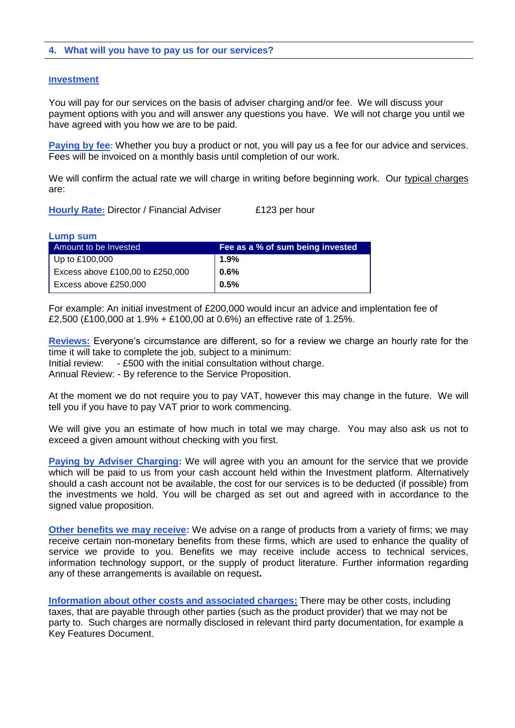## 4. What will you have to pay us for our services?

**Investment**

You will pay for our services on the basis of adviser charging and/or fee. We will discuss your payment options with you and will answer any questions you have. We will not charge you until we have agreed with you how we are to be paid.

**Paying by fee:** Whether you buy a product or not, you will pay us a fee for our advice and services. Fees will be invoiced on a monthly basis until completion of our work.

We will confirm the actual rate we will charge in writing before beginning work. Our typical charges are:

**Hourly Rate:** Director / Financial Adviser £123 per hour

**Lump sum**

| Amount to be Invested | Fee as a % of sum being invested |
|---|---|
| Up to £100,000 | **1.9%** |
| Excess above £100,00 to £250,000 | **0.6%** |
| Excess above £250,000 | **0.5%** |

For example: An initial investment of £200,000 would incur an advice and implentation fee of £2,500 (£100,000 at 1.9% + £100,00 at 0.6%) an effective rate of 1.25%.

**Reviews:** Everyone's circumstance are different, so for a review we charge an hourly rate for the time it will take to complete the job, subject to a minimum:
Initial review: - £500 with the initial consultation without charge.
Annual Review: - By reference to the Service Proposition.

At the moment we do not require you to pay VAT, however this may change in the future. We will tell you if you have to pay VAT prior to work commencing.

We will give you an estimate of how much in total we may charge. You may also ask us not to exceed a given amount without checking with you first.

**Paying by Adviser Charging:** We will agree with you an amount for the service that we provide which will be paid to us from your cash account held within the Investment platform. Alternatively should a cash account not be available, the cost for our services is to be deducted (if possible) from the investments we hold. You will be charged as set out and agreed with in accordance to the signed value proposition.

**Other benefits we may receive:** We advise on a range of products from a variety of firms; we may receive certain non-monetary benefits from these firms, which are used to enhance the quality of service we provide to you. Benefits we may receive include access to technical services, information technology support, or the supply of product literature. Further information regarding any of these arrangements is available on request**.**

**Information about other costs and associated charges:** There may be other costs, including taxes, that are payable through other parties (such as the product provider) that we may not be party to. Such charges are normally disclosed in relevant third party documentation, for example a Key Features Document.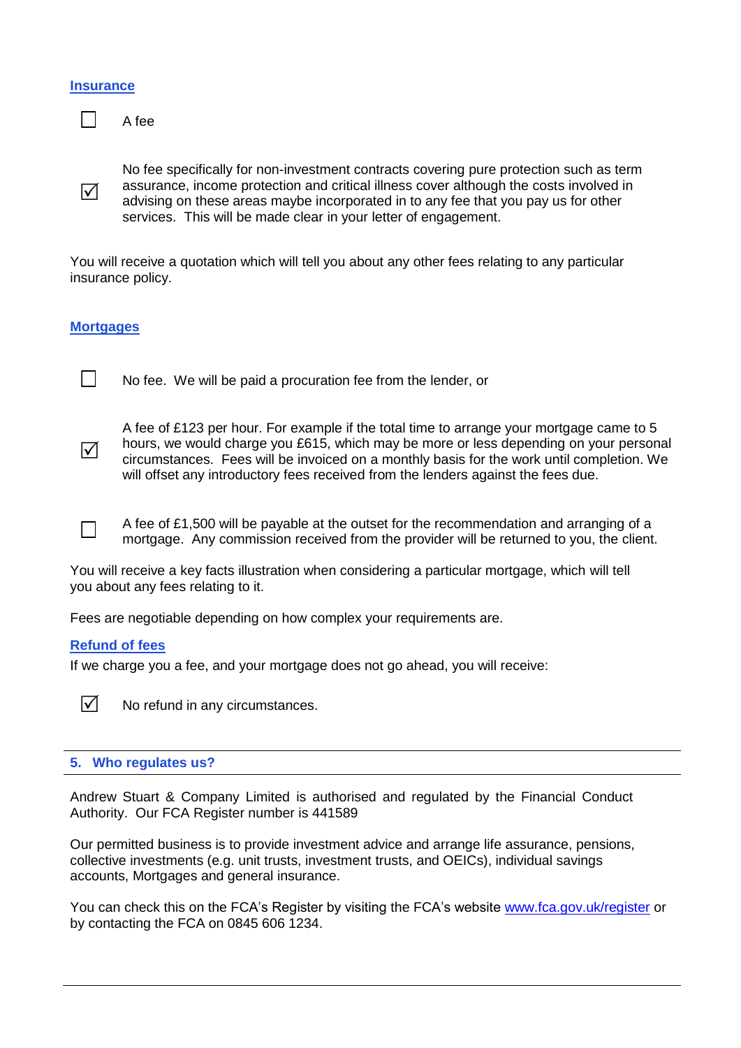**Insurance**

- [ ] A fee

- [x] No fee specifically for non-investment contracts covering pure protection such as term assurance, income protection and critical illness cover although the costs involved in advising on these areas maybe incorporated in to any fee that you pay us for other services. This will be made clear in your letter of engagement.

You will receive a quotation which will tell you about any other fees relating to any particular insurance policy.

**Mortgages**

- [ ] No fee. We will be paid a procuration fee from the lender, or

- [x] A fee of £123 per hour. For example if the total time to arrange your mortgage came to 5 hours, we would charge you £615, which may be more or less depending on your personal circumstances. Fees will be invoiced on a monthly basis for the work until completion. We will offset any introductory fees received from the lenders against the fees due.

- [ ] A fee of £1,500 will be payable at the outset for the recommendation and arranging of a mortgage. Any commission received from the provider will be returned to you, the client.

You will receive a key facts illustration when considering a particular mortgage, which will tell you about any fees relating to it.

Fees are negotiable depending on how complex your requirements are.

**Refund of fees**

If we charge you a fee, and your mortgage does not go ahead, you will receive:

- [x] No refund in any circumstances.

## 5. Who regulates us?

Andrew Stuart & Company Limited is authorised and regulated by the Financial Conduct Authority. Our FCA Register number is 441589

Our permitted business is to provide investment advice and arrange life assurance, pensions, collective investments (e.g. unit trusts, investment trusts, and OEICs), individual savings accounts, Mortgages and general insurance.

You can check this on the FCA's Register by visiting the FCA's website www.fca.gov.uk/register or by contacting the FCA on 0845 606 1234.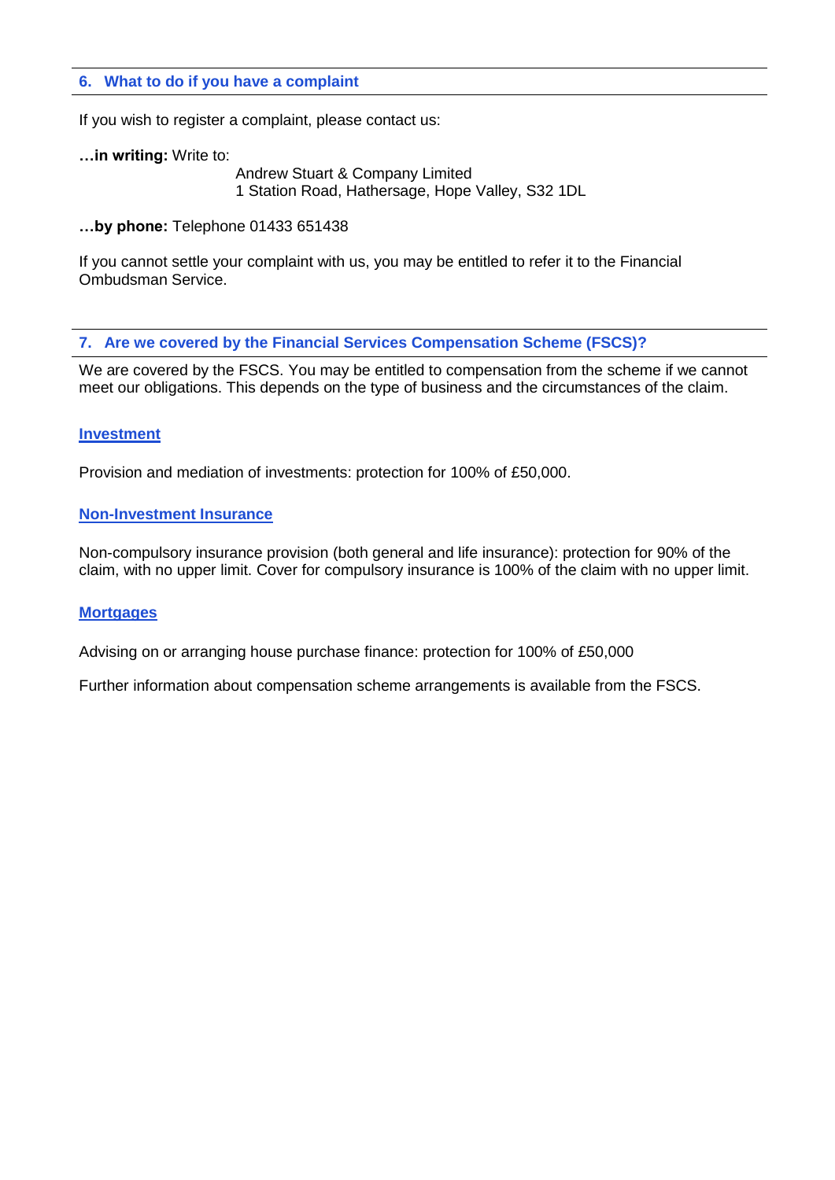## 6. What to do if you have a complaint

If you wish to register a complaint, please contact us:

**…in writing:** Write to:

Andrew Stuart & Company Limited
1 Station Road, Hathersage, Hope Valley, S32 1DL

**…by phone:** Telephone 01433 651438

If you cannot settle your complaint with us, you may be entitled to refer it to the Financial Ombudsman Service.

## 7. Are we covered by the Financial Services Compensation Scheme (FSCS)?

We are covered by the FSCS. You may be entitled to compensation from the scheme if we cannot meet our obligations. This depends on the type of business and the circumstances of the claim.

### Investment

Provision and mediation of investments: protection for 100% of £50,000.

### Non-Investment Insurance

Non-compulsory insurance provision (both general and life insurance): protection for 90% of the claim, with no upper limit. Cover for compulsory insurance is 100% of the claim with no upper limit.

### Mortgages

Advising on or arranging house purchase finance: protection for 100% of £50,000

Further information about compensation scheme arrangements is available from the FSCS.